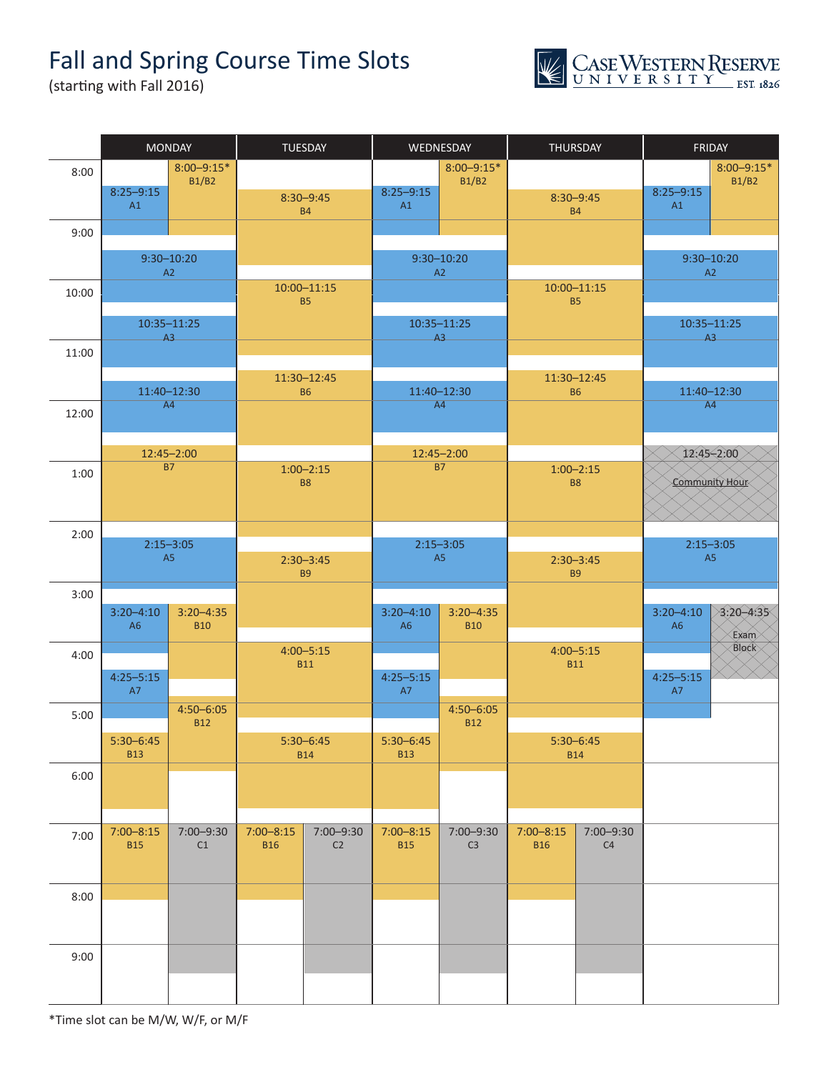# Fall and Spring Course Time Slots

(starting with Fall 2016)

Case Western Reserve University EST. 1826

| MONDAY | TUESDAY | WEDNESDAY | THURSDAY | FRIDAY |
|---|---|---|---|---|
| 8:00–9:15* B1/B2 | | 8:00–9:15* B1/B2 | | 8:00–9:15* B1/B2 |
| 8:25–9:15 A1 | 8:30–9:45 B4 | 8:25–9:15 A1 | 8:30–9:45 B4 | 8:25–9:15 A1 |
| 9:30–10:20 A2 | 10:00–11:15 B5 | 9:30–10:20 A2 | 10:00–11:15 B5 | 9:30–10:20 A2 |
| 10:35–11:25 A3 | | 10:35–11:25 A3 | | 10:35–11:25 A3 |
| 11:40–12:30 A4 | 11:30–12:45 B6 | 11:40–12:30 A4 | 11:30–12:45 B6 | 11:40–12:30 A4 |
| 12:45–2:00 B7 | 1:00–2:15 B8 | 12:45–2:00 B7 | 1:00–2:15 B8 | 12:45–2:00 Community Hour |
| 2:15–3:05 A5 | 2:30–3:45 B9 | 2:15–3:05 A5 | 2:30–3:45 B9 | 2:15–3:05 A5 |
| 3:20–4:10 A6 | | 3:20–4:10 A6 | | 3:20–4:10 A6 |
| 3:20–4:35 B10 | 4:00–5:15 B11 | 3:20–4:35 B10 | 4:00–5:15 B11 | 3:20–4:35 Exam Block |
| 4:25–5:15 A7 | | 4:25–5:15 A7 | | 4:25–5:15 A7 |
| 4:50–6:05 B12 | | 4:50–6:05 B12 | | |
| 5:30–6:45 B13 | 5:30–6:45 B14 | 5:30–6:45 B13 | 5:30–6:45 B14 | |
| 7:00–8:15 B15 | 7:00–8:15 B16 | 7:00–8:15 B15 | 7:00–8:15 B16 | |
| 7:00–9:30 C1 | 7:00–9:30 C2 | 7:00–9:30 C3 | 7:00–9:30 C4 | |

*Time slot can be M/W, W/F, or M/F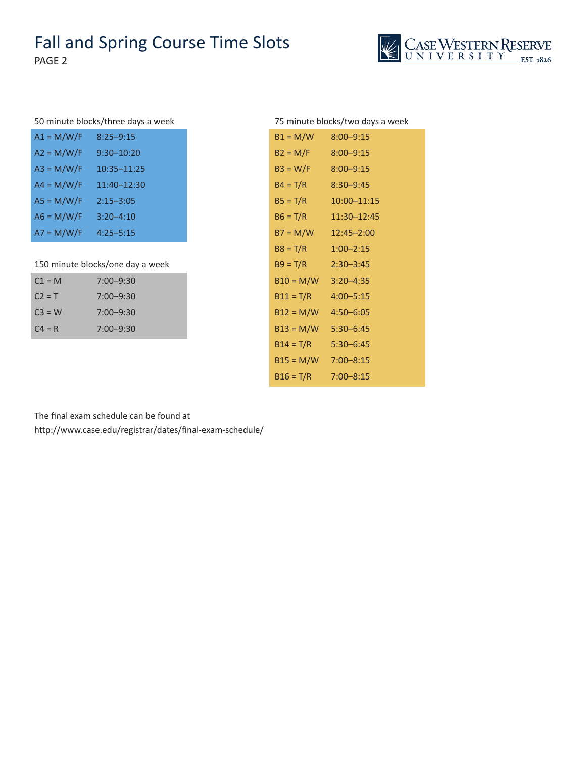# Fall and Spring Course Time Slots

PAGE 2

50 minute blocks/three days a week

| | |
|---|---|
| A1 = M/W/F | 8:25–9:15 |
| A2 = M/W/F | 9:30–10:20 |
| A3 = M/W/F | 10:35–11:25 |
| A4 = M/W/F | 11:40–12:30 |
| A5 = M/W/F | 2:15–3:05 |
| A6 = M/W/F | 3:20–4:10 |
| A7 = M/W/F | 4:25–5:15 |

150 minute blocks/one day a week

| | |
|---|---|
| C1 = M | 7:00–9:30 |
| C2 = T | 7:00–9:30 |
| C3 = W | 7:00–9:30 |
| C4 = R | 7:00–9:30 |

75 minute blocks/two days a week

| | |
|---|---|
| B1 = M/W | 8:00–9:15 |
| B2 = M/F | 8:00–9:15 |
| B3 = W/F | 8:00–9:15 |
| B4 = T/R | 8:30–9:45 |
| B5 = T/R | 10:00–11:15 |
| B6 = T/R | 11:30–12:45 |
| B7 = M/W | 12:45–2:00 |
| B8 = T/R | 1:00–2:15 |
| B9 = T/R | 2:30–3:45 |
| B10 = M/W | 3:20–4:35 |
| B11 = T/R | 4:00–5:15 |
| B12 = M/W | 4:50–6:05 |
| B13 = M/W | 5:30–6:45 |
| B14 = T/R | 5:30–6:45 |
| B15 = M/W | 7:00–8:15 |
| B16 = T/R | 7:00–8:15 |

The final exam schedule can be found at
http://www.case.edu/registrar/dates/final-exam-schedule/